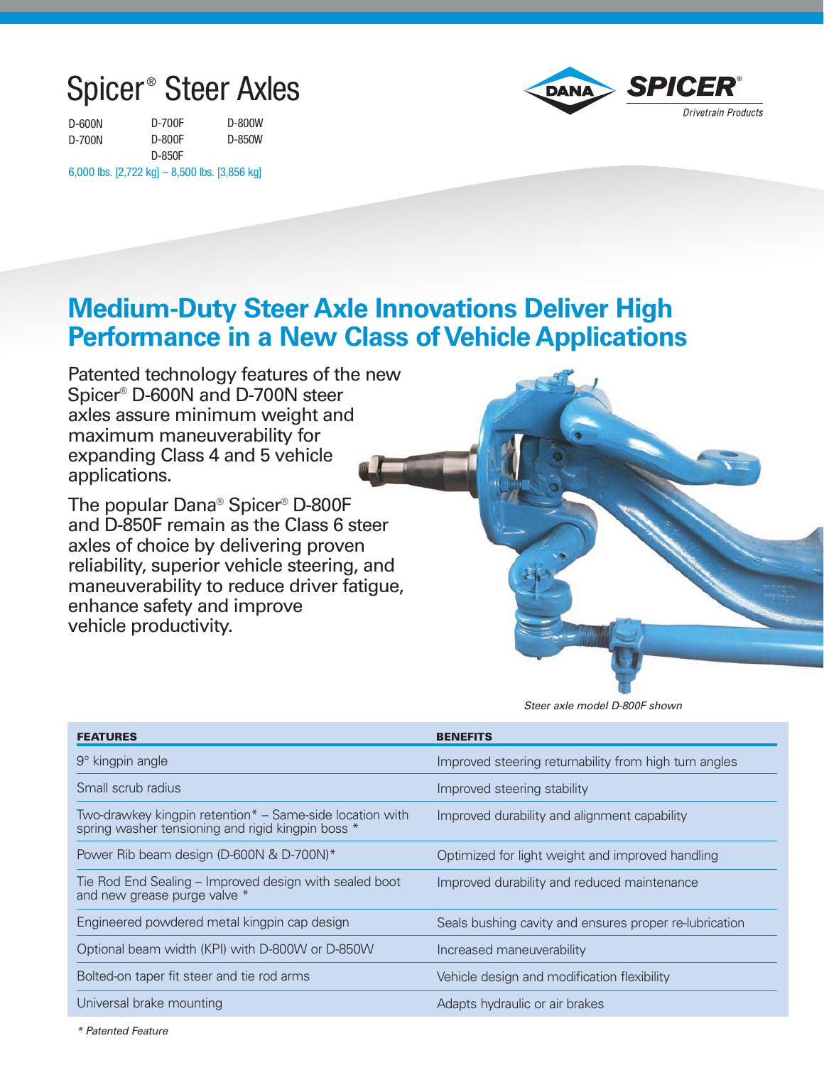# Spicer® Steer Axles

D-600N
D-700N
D-700F
D-800F
D-850F
D-800W
D-850W

6,000 lbs. [2,722 kg] – 8,500 lbs. [3,856 kg]

DANA SPICER® Drivetrain Products

## Medium-Duty Steer Axle Innovations Deliver High Performance in a New Class of Vehicle Applications

Patented technology features of the new Spicer® D-600N and D-700N steer axles assure minimum weight and maximum maneuverability for expanding Class 4 and 5 vehicle applications.

The popular Dana® Spicer® D-800F and D-850F remain as the Class 6 steer axles of choice by delivering proven reliability, superior vehicle steering, and maneuverability to reduce driver fatigue, enhance safety and improve vehicle productivity.

*Steer axle model D-800F shown*

| FEATURES | BENEFITS |
|---|---|
| 9° kingpin angle | Improved steering returnability from high turn angles |
| Small scrub radius | Improved steering stability |
| Two-drawkey kingpin retention* – Same-side location with spring washer tensioning and rigid kingpin boss * | Improved durability and alignment capability |
| Power Rib beam design (D-600N & D-700N)* | Optimized for light weight and improved handling |
| Tie Rod End Sealing – Improved design with sealed boot and new grease purge valve * | Improved durability and reduced maintenance |
| Engineered powdered metal kingpin cap design | Seals bushing cavity and ensures proper re-lubrication |
| Optional beam width (KPI) with D-800W or D-850W | Increased maneuverability |
| Bolted-on taper fit steer and tie rod arms | Vehicle design and modification flexibility |
| Universal brake mounting | Adapts hydraulic or air brakes |

*\* Patented Feature*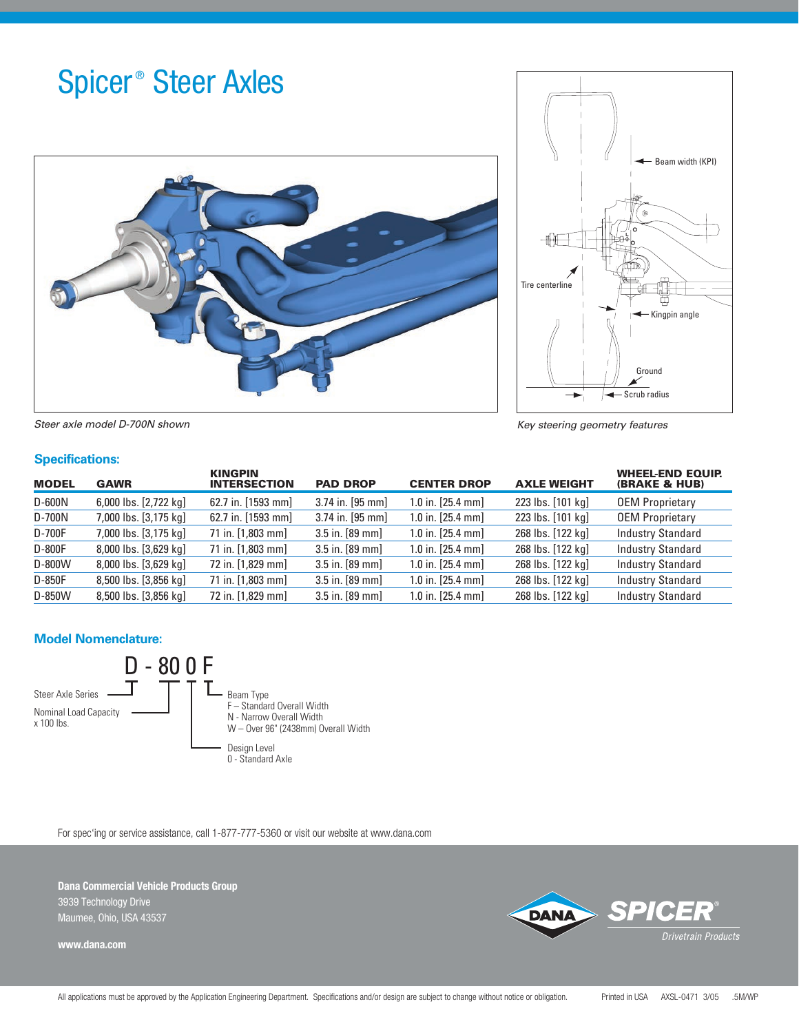# Spicer® Steer Axles

Beam width (KPI)

Tire centerline

Kingpin angle

Ground

Scrub radius

*Steer axle model D-700N shown*

*Key steering geometry features*

## Specifications:

| MODEL | GAWR | KINGPIN INTERSECTION | PAD DROP | CENTER DROP | AXLE WEIGHT | WHEEL-END EQUIP. (BRAKE & HUB) |
|---|---|---|---|---|---|---|
| D-600N | 6,000 lbs. [2,722 kg] | 62.7 in. [1593 mm] | 3.74 in. [95 mm] | 1.0 in. [25.4 mm] | 223 lbs. [101 kg] | OEM Proprietary |
| D-700N | 7,000 lbs. [3,175 kg] | 62.7 in. [1593 mm] | 3.74 in. [95 mm] | 1.0 in. [25.4 mm] | 223 lbs. [101 kg] | OEM Proprietary |
| D-700F | 7,000 lbs. [3,175 kg] | 71 in. [1,803 mm] | 3.5 in. [89 mm] | 1.0 in. [25.4 mm] | 268 lbs. [122 kg] | Industry Standard |
| D-800F | 8,000 lbs. [3,629 kg] | 71 in. [1,803 mm] | 3.5 in. [89 mm] | 1.0 in. [25.4 mm] | 268 lbs. [122 kg] | Industry Standard |
| D-800W | 8,000 lbs. [3,629 kg] | 72 in. [1,829 mm] | 3.5 in. [89 mm] | 1.0 in. [25.4 mm] | 268 lbs. [122 kg] | Industry Standard |
| D-850F | 8,500 lbs. [3,856 kg] | 71 in. [1,803 mm] | 3.5 in. [89 mm] | 1.0 in. [25.4 mm] | 268 lbs. [122 kg] | Industry Standard |
| D-850W | 8,500 lbs. [3,856 kg] | 72 in. [1,829 mm] | 3.5 in. [89 mm] | 1.0 in. [25.4 mm] | 268 lbs. [122 kg] | Industry Standard |

## Model Nomenclature:

D - 80 0 F

- Steer Axle Series — D
- Nominal Load Capacity x 100 lbs. — 80
- Design Level — 0
  - 0 - Standard Axle
- Beam Type — F
  - F – Standard Overall Width
  - N - Narrow Overall Width
  - W – Over 96" (2438mm) Overall Width

For spec'ing or service assistance, call 1-877-777-5360 or visit our website at www.dana.com

**Dana Commercial Vehicle Products Group**
3939 Technology Drive
Maumee, Ohio, USA 43537

**www.dana.com**

DANA SPICER® Drivetrain Products

All applications must be approved by the Application Engineering Department. Specifications and/or design are subject to change without notice or obligation. Printed in USA AXSL-0471 3/05 .5M/WP